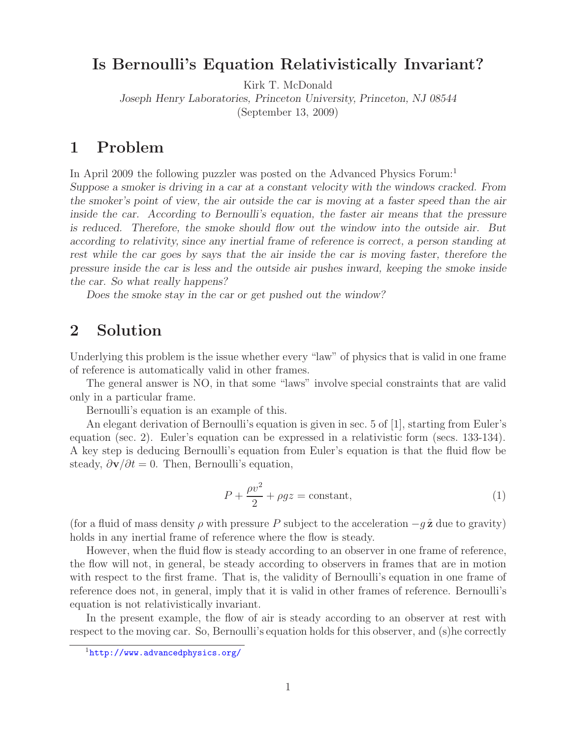# Is Bernoulli's Equation Relativistically Invariant?

Kirk T. McDonald

*Joseph Henry Laboratories, Princeton University, Princeton, NJ 08544*

(September 13, 2009)

## 1 Problem

In April 2009 the following puzzler was posted on the Advanced Physics Forum:[1]

*Suppose a smoker is driving in a car at a constant velocity with the windows cracked. From the smoker's point of view, the air outside the car is moving at a faster speed than the air inside the car. According to Bernoulli's equation, the faster air means that the pressure is reduced. Therefore, the smoke should flow out the window into the outside air. But according to relativity, since any inertial frame of reference is correct, a person standing at rest while the car goes by says that the air inside the car is moving faster, therefore the pressure inside the car is less and the outside air pushes inward, keeping the smoke inside the car. So what really happens?*

*Does the smoke stay in the car or get pushed out the window?*

## 2 Solution

Underlying this problem is the issue whether every "law" of physics that is valid in one frame of reference is automatically valid in other frames.

The general answer is NO, in that some "laws" involve special constraints that are valid only in a particular frame.

Bernoulli's equation is an example of this.

An elegant derivation of Bernoulli's equation is given in sec. 5 of [1], starting from Euler's equation (sec. 2). Euler's equation can be expressed in a relativistic form (secs. 133-134). A key step is deducing Bernoulli's equation from Euler's equation is that the fluid flow be steady, $\partial \mathbf{v}/\partial t = 0$. Then, Bernoulli's equation,

$$P + \frac{\rho v^2}{2} + \rho g z = \text{constant}, \tag{1}$$

(for a fluid of mass density $\rho$ with pressure $P$ subject to the acceleration $-g\,\hat{\mathbf{z}}$ due to gravity) holds in any inertial frame of reference where the flow is steady.

However, when the fluid flow is steady according to an observer in one frame of reference, the flow will not, in general, be steady according to observers in frames that are in motion with respect to the first frame. That is, the validity of Bernoulli's equation in one frame of reference does not, in general, imply that it is valid in other frames of reference. Bernoulli's equation is not relativistically invariant.

In the present example, the flow of air is steady according to an observer at rest with respect to the moving car. So, Bernoulli's equation holds for this observer, and (s)he correctly

[1] http://www.advancedphysics.org/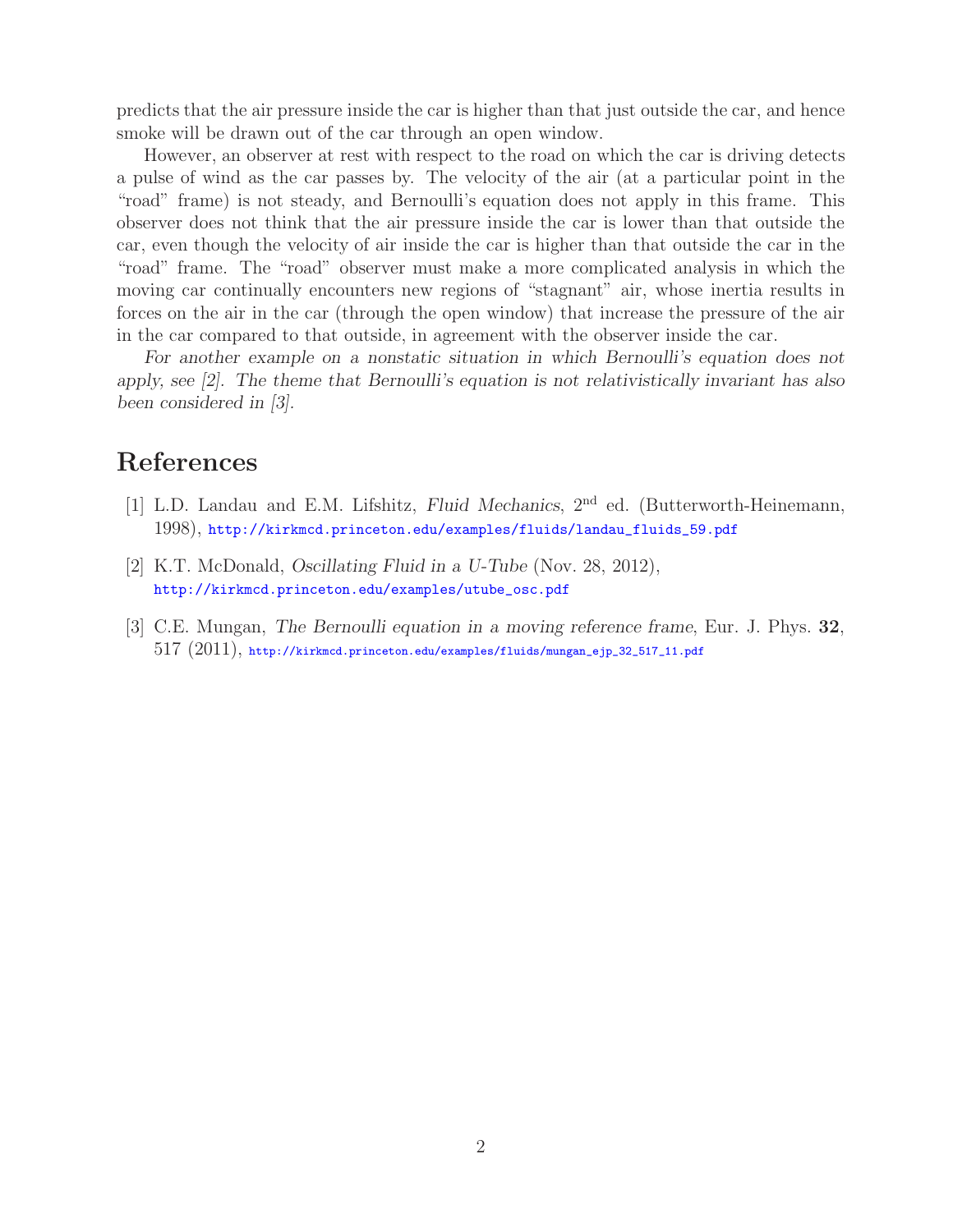predicts that the air pressure inside the car is higher than that just outside the car, and hence smoke will be drawn out of the car through an open window.

However, an observer at rest with respect to the road on which the car is driving detects a pulse of wind as the car passes by. The velocity of the air (at a particular point in the "road" frame) is not steady, and Bernoulli's equation does not apply in this frame. This observer does not think that the air pressure inside the car is lower than that outside the car, even though the velocity of air inside the car is higher than that outside the car in the "road" frame. The "road" observer must make a more complicated analysis in which the moving car continually encounters new regions of "stagnant" air, whose inertia results in forces on the air in the car (through the open window) that increase the pressure of the air in the car compared to that outside, in agreement with the observer inside the car.

*For another example on a nonstatic situation in which Bernoulli's equation does not apply, see [2]. The theme that Bernoulli's equation is not relativistically invariant has also been considered in [3].*

## References

[1] L.D. Landau and E.M. Lifshitz, *Fluid Mechanics*, 2nd ed. (Butterworth-Heinemann, 1998), http://kirkmcd.princeton.edu/examples/fluids/landau_fluids_59.pdf

[2] K.T. McDonald, *Oscillating Fluid in a U-Tube* (Nov. 28, 2012), http://kirkmcd.princeton.edu/examples/utube_osc.pdf

[3] C.E. Mungan, *The Bernoulli equation in a moving reference frame*, Eur. J. Phys. **32**, 517 (2011), http://kirkmcd.princeton.edu/examples/fluids/mungan_ejp_32_517_11.pdf